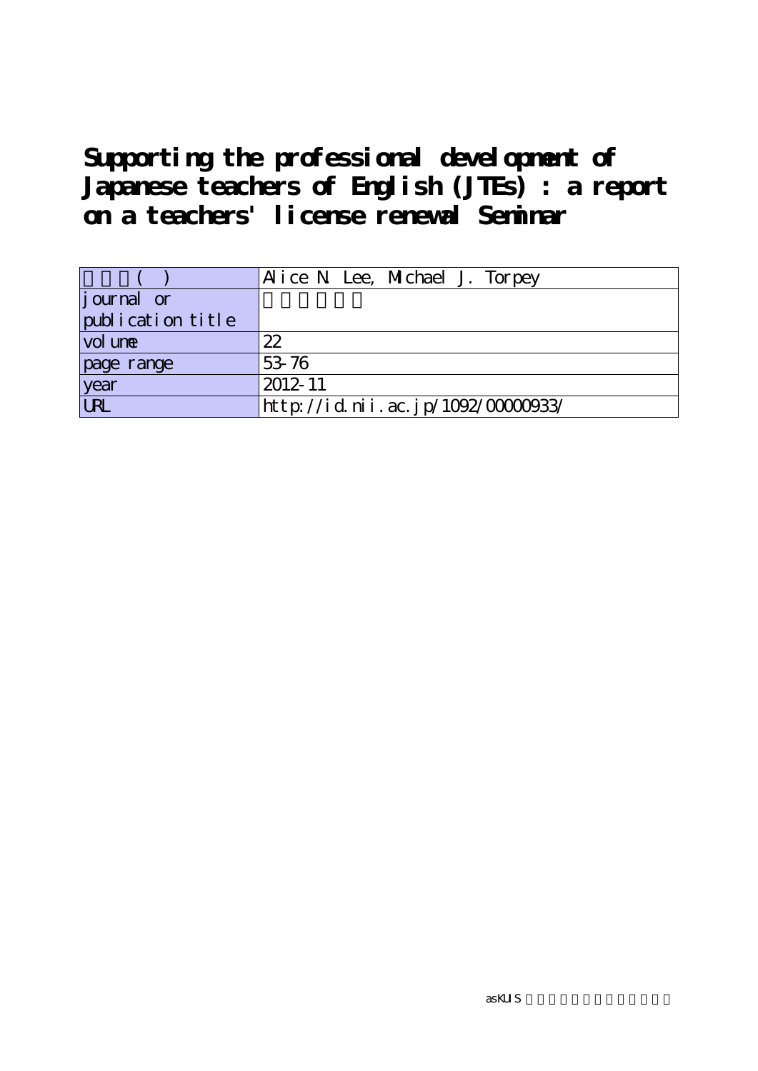# Supporting the professional development of Japanese teachers of English (JTEs) : a report on a teachers' license renewal Seminar

| ( ) | Alice N. Lee, Michael J. Torpey |
|---|---|
| journal or publication title | |
| volume | 22 |
| page range | 53-76 |
| year | 2012-11 |
| URL | http://id.nii.ac.jp/1092/00000933/ |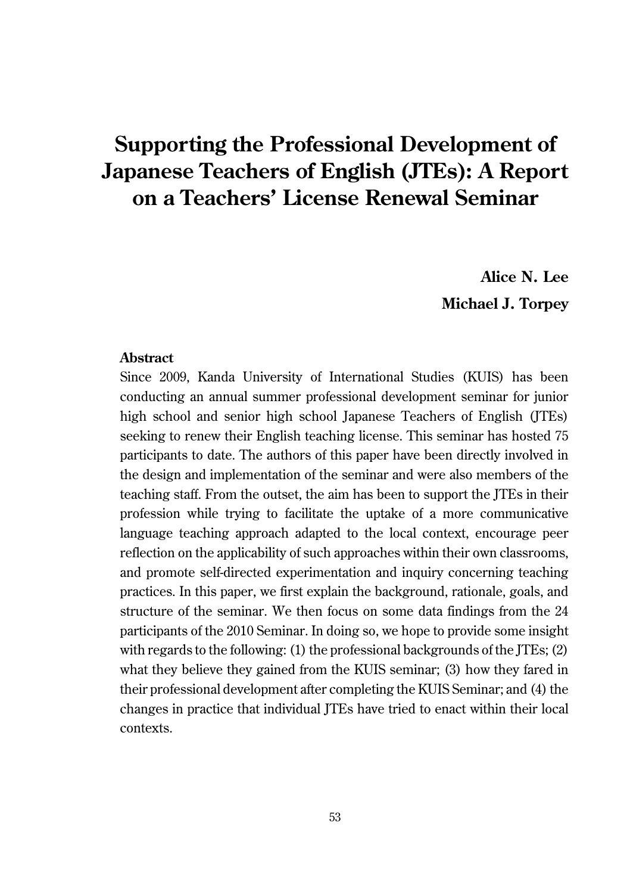# Supporting the Professional Development of Japanese Teachers of English (JTEs): A Report on a Teachers' License Renewal Seminar

**Alice N. Lee**

**Michael J. Torpey**

**Abstract**

Since 2009, Kanda University of International Studies (KUIS) has been conducting an annual summer professional development seminar for junior high school and senior high school Japanese Teachers of English (JTEs) seeking to renew their English teaching license. This seminar has hosted 75 participants to date. The authors of this paper have been directly involved in the design and implementation of the seminar and were also members of the teaching staff. From the outset, the aim has been to support the JTEs in their profession while trying to facilitate the uptake of a more communicative language teaching approach adapted to the local context, encourage peer reflection on the applicability of such approaches within their own classrooms, and promote self-directed experimentation and inquiry concerning teaching practices. In this paper, we first explain the background, rationale, goals, and structure of the seminar. We then focus on some data findings from the 24 participants of the 2010 Seminar. In doing so, we hope to provide some insight with regards to the following: (1) the professional backgrounds of the JTEs; (2) what they believe they gained from the KUIS seminar; (3) how they fared in their professional development after completing the KUIS Seminar; and (4) the changes in practice that individual JTEs have tried to enact within their local contexts.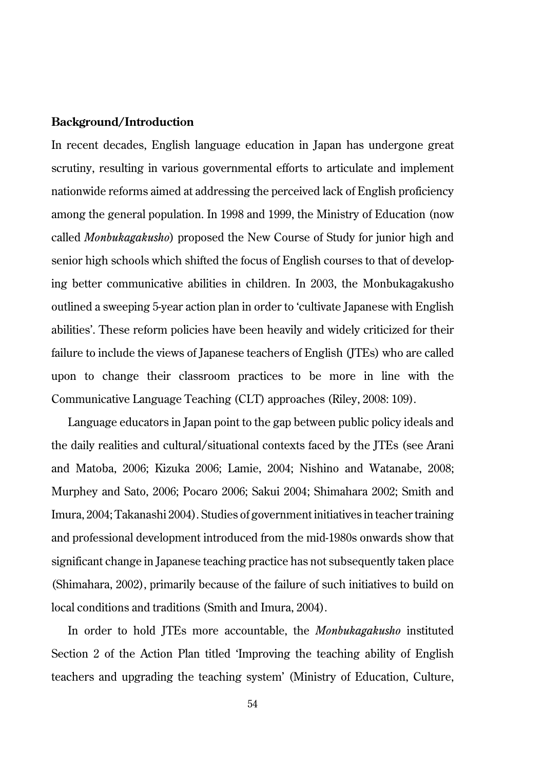**Background/Introduction**

In recent decades, English language education in Japan has undergone great scrutiny, resulting in various governmental efforts to articulate and implement nationwide reforms aimed at addressing the perceived lack of English proficiency among the general population. In 1998 and 1999, the Ministry of Education (now called *Monbukagakusho*) proposed the New Course of Study for junior high and senior high schools which shifted the focus of English courses to that of developing better communicative abilities in children. In 2003, the Monbukagakusho outlined a sweeping 5-year action plan in order to 'cultivate Japanese with English abilities'. These reform policies have been heavily and widely criticized for their failure to include the views of Japanese teachers of English (JTEs) who are called upon to change their classroom practices to be more in line with the Communicative Language Teaching (CLT) approaches (Riley, 2008: 109).

Language educators in Japan point to the gap between public policy ideals and the daily realities and cultural/situational contexts faced by the JTEs (see Arani and Matoba, 2006; Kizuka 2006; Lamie, 2004; Nishino and Watanabe, 2008; Murphey and Sato, 2006; Pocaro 2006; Sakui 2004; Shimahara 2002; Smith and Imura, 2004; Takanashi 2004). Studies of government initiatives in teacher training and professional development introduced from the mid-1980s onwards show that significant change in Japanese teaching practice has not subsequently taken place (Shimahara, 2002), primarily because of the failure of such initiatives to build on local conditions and traditions (Smith and Imura, 2004).

In order to hold JTEs more accountable, the *Monbukagakusho* instituted Section 2 of the Action Plan titled 'Improving the teaching ability of English teachers and upgrading the teaching system' (Ministry of Education, Culture,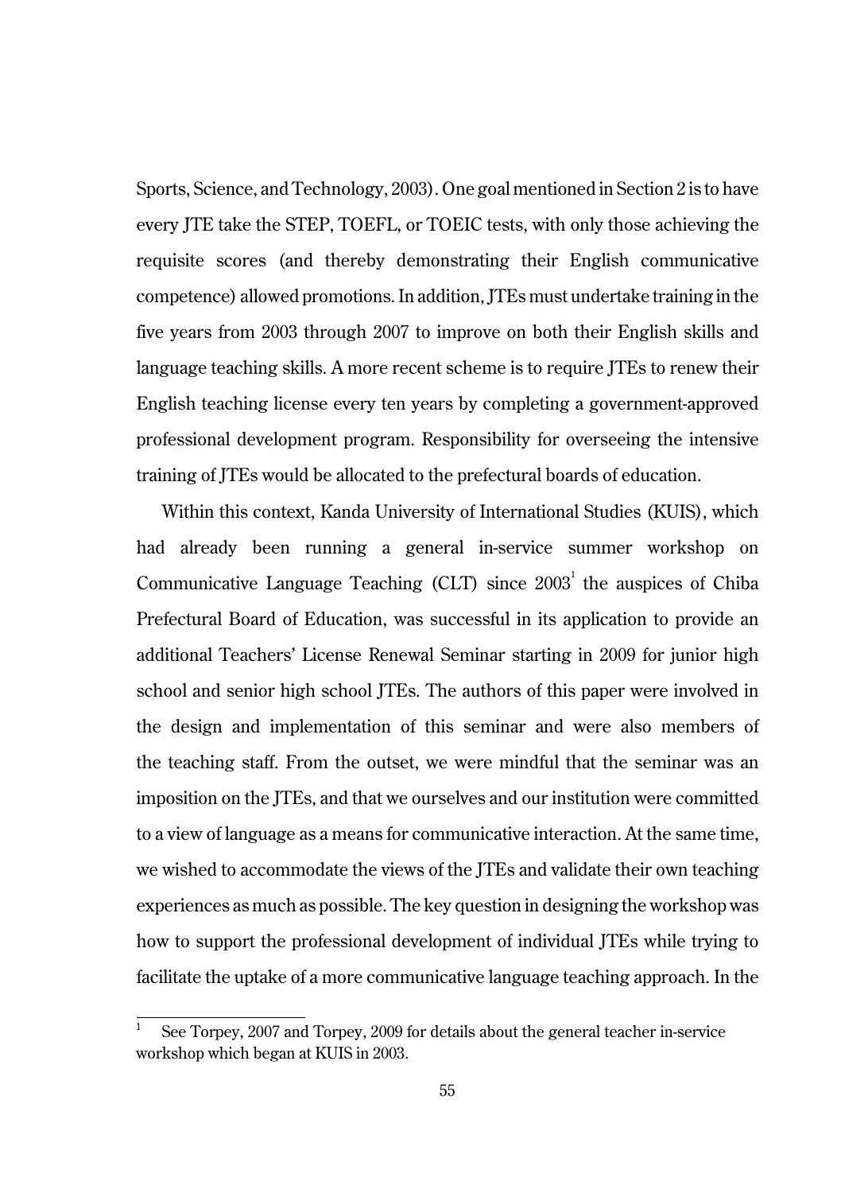Sports, Science, and Technology, 2003). One goal mentioned in Section 2 is to have every JTE take the STEP, TOEFL, or TOEIC tests, with only those achieving the requisite scores (and thereby demonstrating their English communicative competence) allowed promotions. In addition, JTEs must undertake training in the five years from 2003 through 2007 to improve on both their English skills and language teaching skills. A more recent scheme is to require JTEs to renew their English teaching license every ten years by completing a government-approved professional development program. Responsibility for overseeing the intensive training of JTEs would be allocated to the prefectural boards of education.

Within this context, Kanda University of International Studies (KUIS), which had already been running a general in-service summer workshop on Communicative Language Teaching (CLT) since 2003[1] the auspices of Chiba Prefectural Board of Education, was successful in its application to provide an additional Teachers' License Renewal Seminar starting in 2009 for junior high school and senior high school JTEs. The authors of this paper were involved in the design and implementation of this seminar and were also members of the teaching staff. From the outset, we were mindful that the seminar was an imposition on the JTEs, and that we ourselves and our institution were committed to a view of language as a means for communicative interaction. At the same time, we wished to accommodate the views of the JTEs and validate their own teaching experiences as much as possible. The key question in designing the workshop was how to support the professional development of individual JTEs while trying to facilitate the uptake of a more communicative language teaching approach. In the

[1] See Torpey, 2007 and Torpey, 2009 for details about the general teacher in-service workshop which began at KUIS in 2003.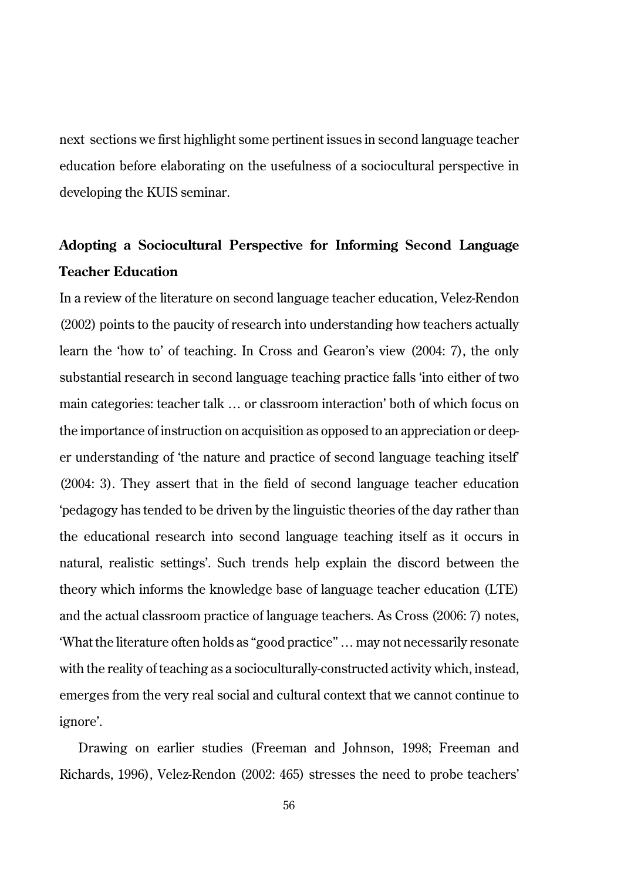next sections we first highlight some pertinent issues in second language teacher education before elaborating on the usefulness of a sociocultural perspective in developing the KUIS seminar.

## Adopting a Sociocultural Perspective for Informing Second Language Teacher Education

In a review of the literature on second language teacher education, Velez-Rendon (2002) points to the paucity of research into understanding how teachers actually learn the 'how to' of teaching. In Cross and Gearon's view (2004: 7), the only substantial research in second language teaching practice falls 'into either of two main categories: teacher talk … or classroom interaction' both of which focus on the importance of instruction on acquisition as opposed to an appreciation or deeper understanding of 'the nature and practice of second language teaching itself' (2004: 3). They assert that in the field of second language teacher education 'pedagogy has tended to be driven by the linguistic theories of the day rather than the educational research into second language teaching itself as it occurs in natural, realistic settings'. Such trends help explain the discord between the theory which informs the knowledge base of language teacher education (LTE) and the actual classroom practice of language teachers. As Cross (2006: 7) notes, 'What the literature often holds as "good practice" … may not necessarily resonate with the reality of teaching as a socioculturally-constructed activity which, instead, emerges from the very real social and cultural context that we cannot continue to ignore'.

Drawing on earlier studies (Freeman and Johnson, 1998; Freeman and Richards, 1996), Velez-Rendon (2002: 465) stresses the need to probe teachers'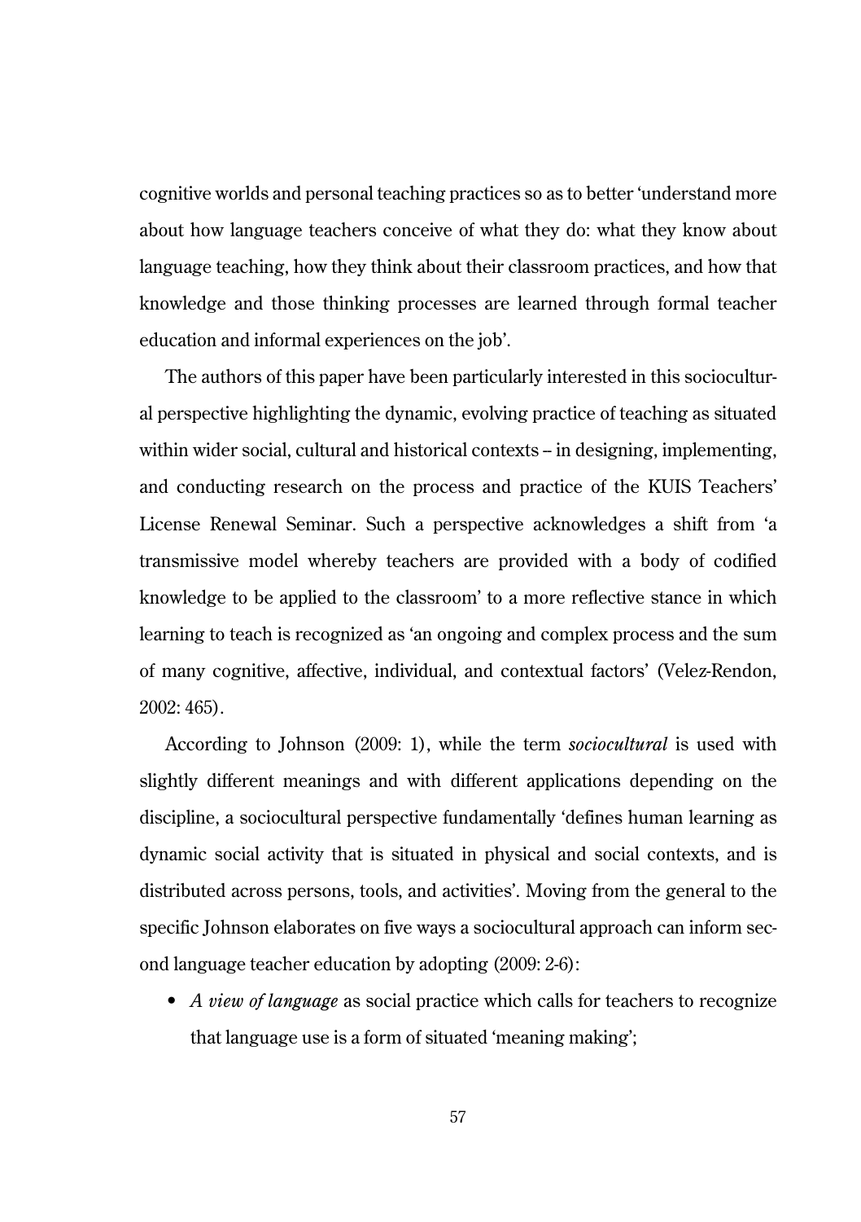cognitive worlds and personal teaching practices so as to better 'understand more about how language teachers conceive of what they do: what they know about language teaching, how they think about their classroom practices, and how that knowledge and those thinking processes are learned through formal teacher education and informal experiences on the job'.

The authors of this paper have been particularly interested in this sociocultural perspective highlighting the dynamic, evolving practice of teaching as situated within wider social, cultural and historical contexts – in designing, implementing, and conducting research on the process and practice of the KUIS Teachers' License Renewal Seminar. Such a perspective acknowledges a shift from 'a transmissive model whereby teachers are provided with a body of codified knowledge to be applied to the classroom' to a more reflective stance in which learning to teach is recognized as 'an ongoing and complex process and the sum of many cognitive, affective, individual, and contextual factors' (Velez-Rendon, 2002: 465).

According to Johnson (2009: 1), while the term *sociocultural* is used with slightly different meanings and with different applications depending on the discipline, a sociocultural perspective fundamentally 'defines human learning as dynamic social activity that is situated in physical and social contexts, and is distributed across persons, tools, and activities'. Moving from the general to the specific Johnson elaborates on five ways a sociocultural approach can inform second language teacher education by adopting (2009: 2-6):

- *A view of language* as social practice which calls for teachers to recognize that language use is a form of situated 'meaning making';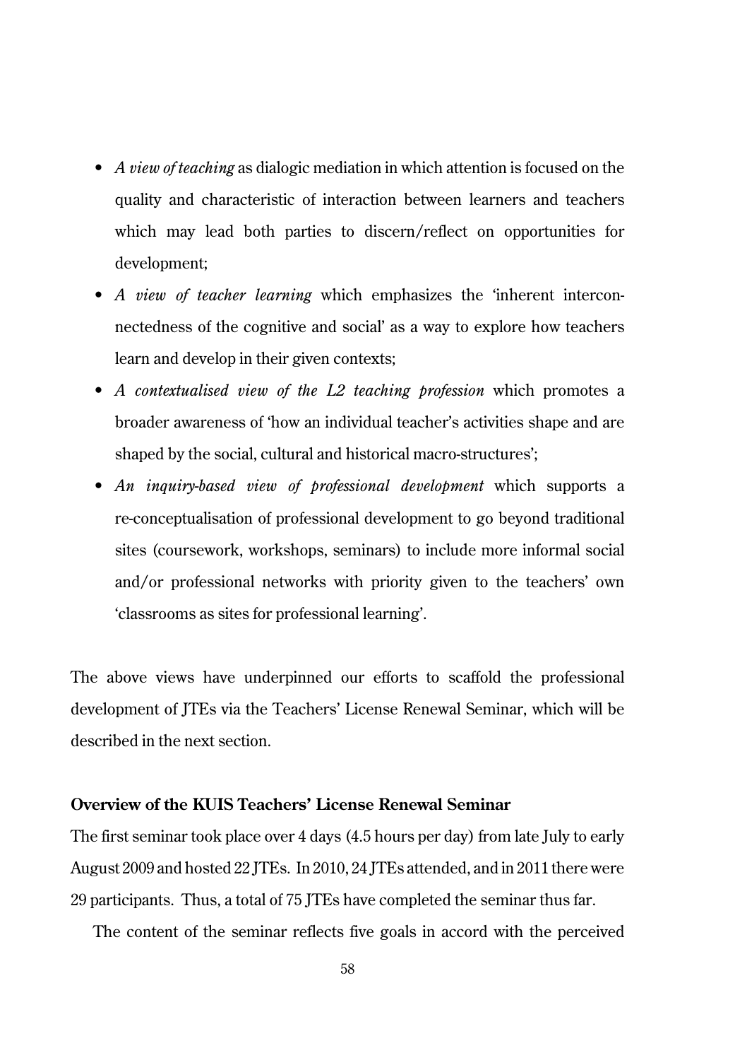- *A view of teaching* as dialogic mediation in which attention is focused on the quality and characteristic of interaction between learners and teachers which may lead both parties to discern/reflect on opportunities for development;
- *A view of teacher learning* which emphasizes the 'inherent interconnectedness of the cognitive and social' as a way to explore how teachers learn and develop in their given contexts;
- *A contextualised view of the L2 teaching profession* which promotes a broader awareness of 'how an individual teacher's activities shape and are shaped by the social, cultural and historical macro-structures';
- *An inquiry-based view of professional development* which supports a re-conceptualisation of professional development to go beyond traditional sites (coursework, workshops, seminars) to include more informal social and/or professional networks with priority given to the teachers' own 'classrooms as sites for professional learning'.

The above views have underpinned our efforts to scaffold the professional development of JTEs via the Teachers' License Renewal Seminar, which will be described in the next section.

**Overview of the KUIS Teachers' License Renewal Seminar**

The first seminar took place over 4 days (4.5 hours per day) from late July to early August 2009 and hosted 22 JTEs. In 2010, 24 JTEs attended, and in 2011 there were 29 participants. Thus, a total of 75 JTEs have completed the seminar thus far.

The content of the seminar reflects five goals in accord with the perceived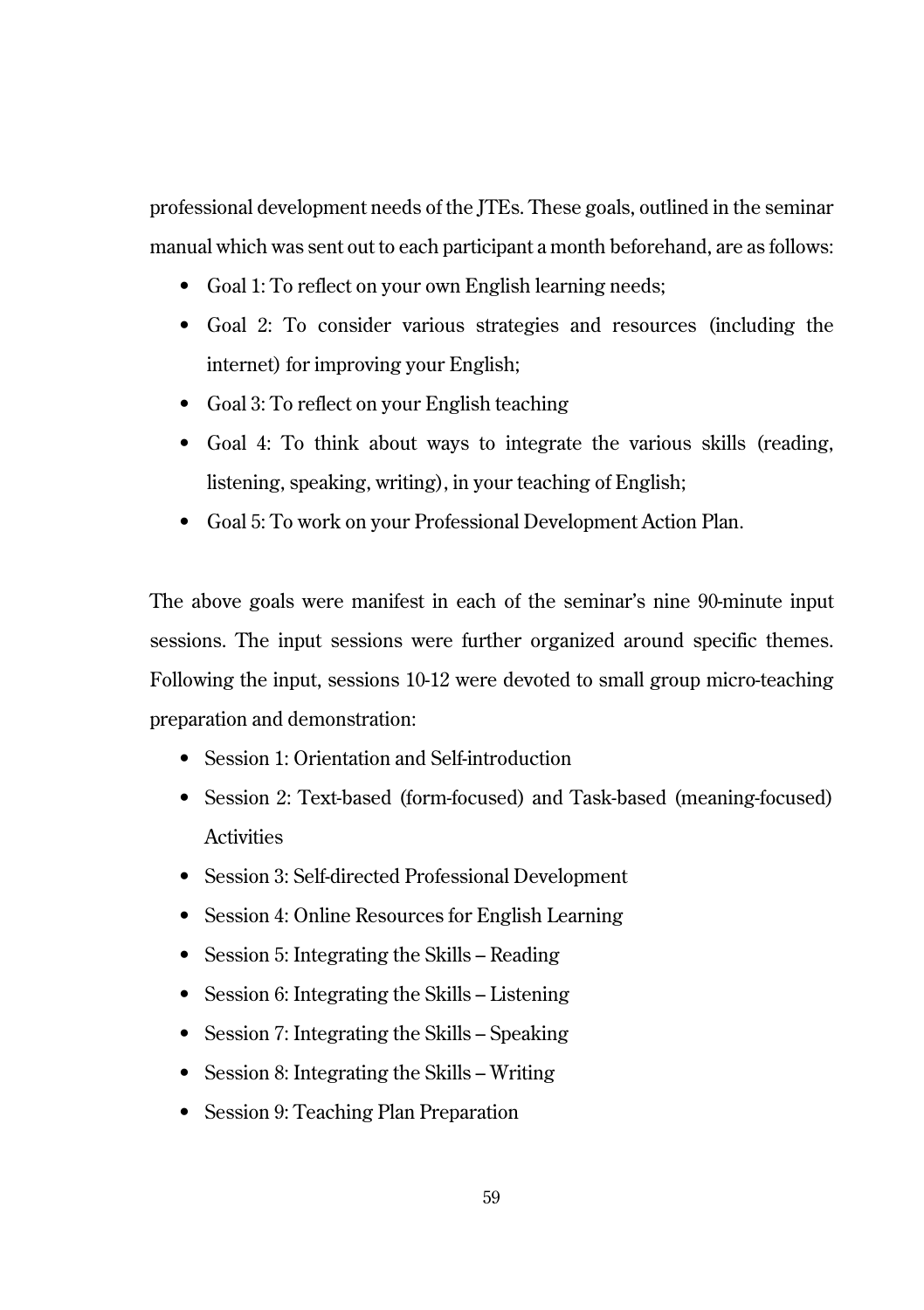professional development needs of the JTEs. These goals, outlined in the seminar manual which was sent out to each participant a month beforehand, are as follows:

- Goal 1: To reflect on your own English learning needs;
- Goal 2: To consider various strategies and resources (including the internet) for improving your English;
- Goal 3: To reflect on your English teaching
- Goal 4: To think about ways to integrate the various skills (reading, listening, speaking, writing), in your teaching of English;
- Goal 5: To work on your Professional Development Action Plan.

The above goals were manifest in each of the seminar's nine 90-minute input sessions. The input sessions were further organized around specific themes. Following the input, sessions 10-12 were devoted to small group micro-teaching preparation and demonstration:

- Session 1: Orientation and Self-introduction
- Session 2: Text-based (form-focused) and Task-based (meaning-focused) Activities
- Session 3: Self-directed Professional Development
- Session 4: Online Resources for English Learning
- Session 5: Integrating the Skills – Reading
- Session 6: Integrating the Skills – Listening
- Session 7: Integrating the Skills – Speaking
- Session 8: Integrating the Skills – Writing
- Session 9: Teaching Plan Preparation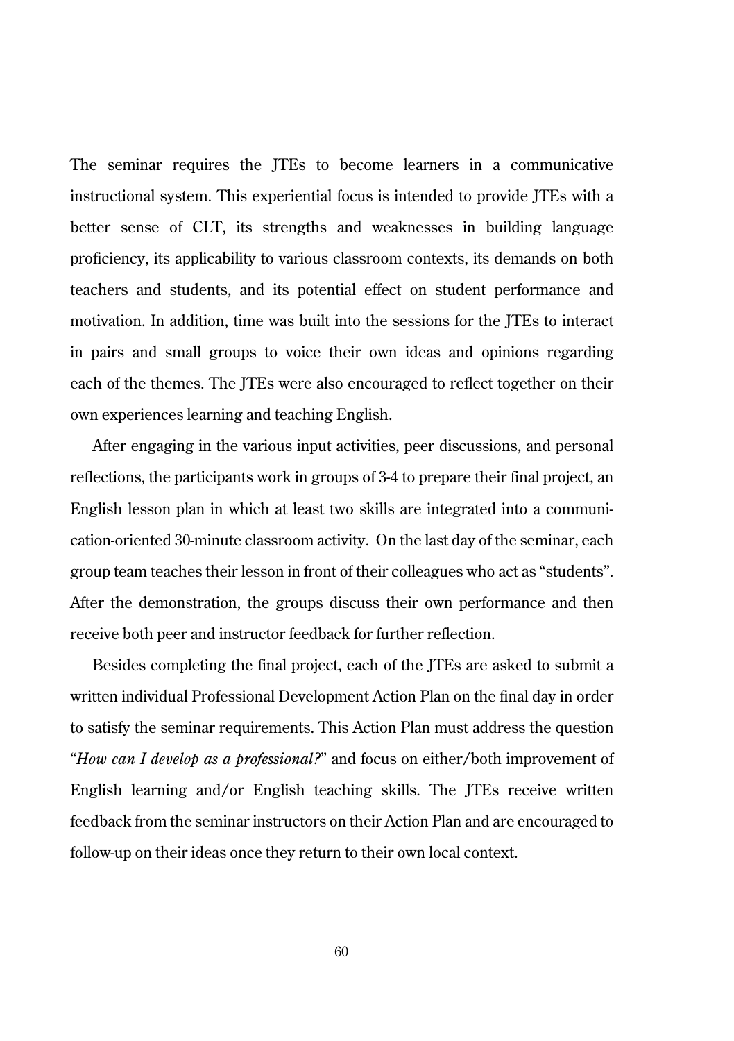The seminar requires the JTEs to become learners in a communicative instructional system. This experiential focus is intended to provide JTEs with a better sense of CLT, its strengths and weaknesses in building language proficiency, its applicability to various classroom contexts, its demands on both teachers and students, and its potential effect on student performance and motivation. In addition, time was built into the sessions for the JTEs to interact in pairs and small groups to voice their own ideas and opinions regarding each of the themes. The JTEs were also encouraged to reflect together on their own experiences learning and teaching English.

After engaging in the various input activities, peer discussions, and personal reflections, the participants work in groups of 3-4 to prepare their final project, an English lesson plan in which at least two skills are integrated into a communication-oriented 30-minute classroom activity. On the last day of the seminar, each group team teaches their lesson in front of their colleagues who act as "students". After the demonstration, the groups discuss their own performance and then receive both peer and instructor feedback for further reflection.

Besides completing the final project, each of the JTEs are asked to submit a written individual Professional Development Action Plan on the final day in order to satisfy the seminar requirements. This Action Plan must address the question "*How can I develop as a professional?*" and focus on either/both improvement of English learning and/or English teaching skills. The JTEs receive written feedback from the seminar instructors on their Action Plan and are encouraged to follow-up on their ideas once they return to their own local context.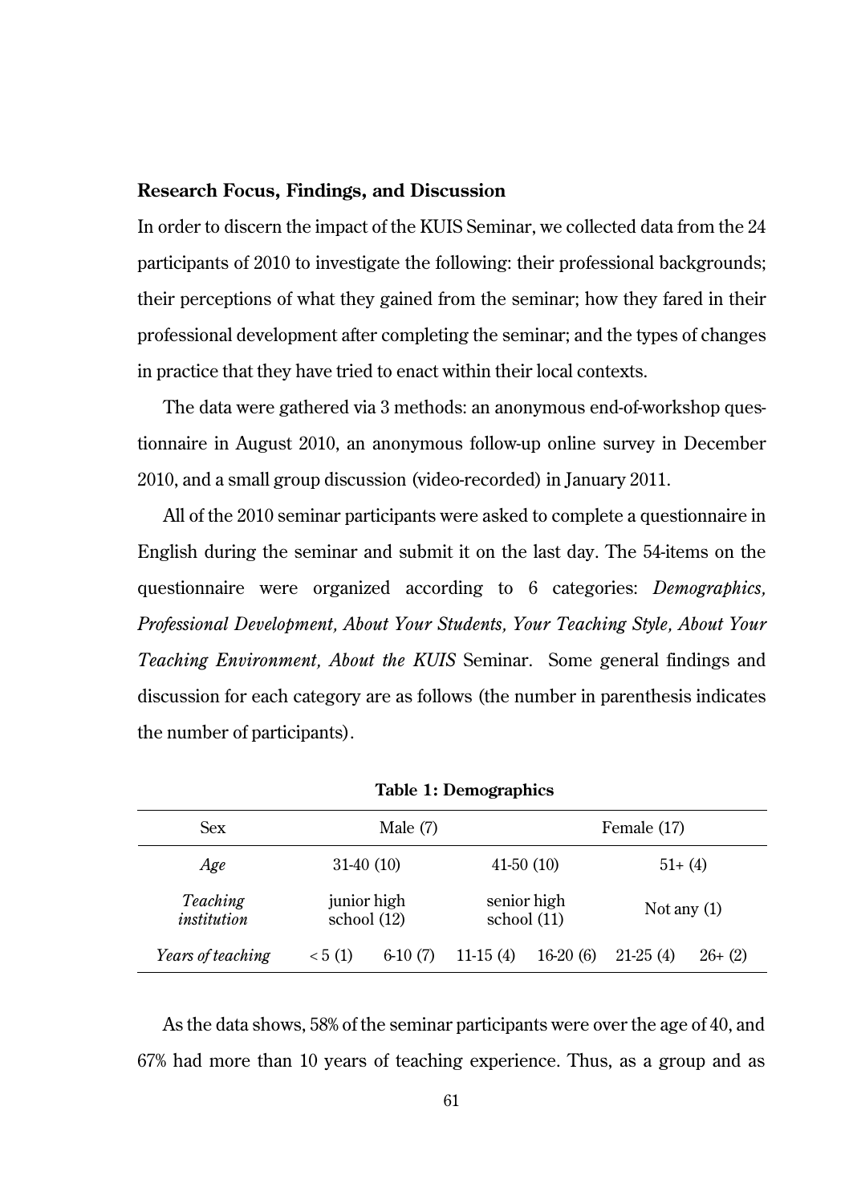**Research Focus, Findings, and Discussion**

In order to discern the impact of the KUIS Seminar, we collected data from the 24 participants of 2010 to investigate the following: their professional backgrounds; their perceptions of what they gained from the seminar; how they fared in their professional development after completing the seminar; and the types of changes in practice that they have tried to enact within their local contexts.

The data were gathered via 3 methods: an anonymous end-of-workshop questionnaire in August 2010, an anonymous follow-up online survey in December 2010, and a small group discussion (video-recorded) in January 2011.

All of the 2010 seminar participants were asked to complete a questionnaire in English during the seminar and submit it on the last day. The 54-items on the questionnaire were organized according to 6 categories: *Demographics, Professional Development, About Your Students, Your Teaching Style, About Your Teaching Environment, About the KUIS* Seminar. Some general findings and discussion for each category are as follows (the number in parenthesis indicates the number of participants).

**Table 1: Demographics**

| Sex | Male (7) | | | Female (17) | | |
|---|---|---|---|---|---|---|
| *Age* | 31-40 (10) | | 41-50 (10) | | 51+ (4) | |
| *Teaching institution* | junior high school (12) | | senior high school (11) | | Not any (1) | |
| *Years of teaching* | < 5 (1) | 6-10 (7) | 11-15 (4) | 16-20 (6) | 21-25 (4) | 26+ (2) |

As the data shows, 58% of the seminar participants were over the age of 40, and 67% had more than 10 years of teaching experience. Thus, as a group and as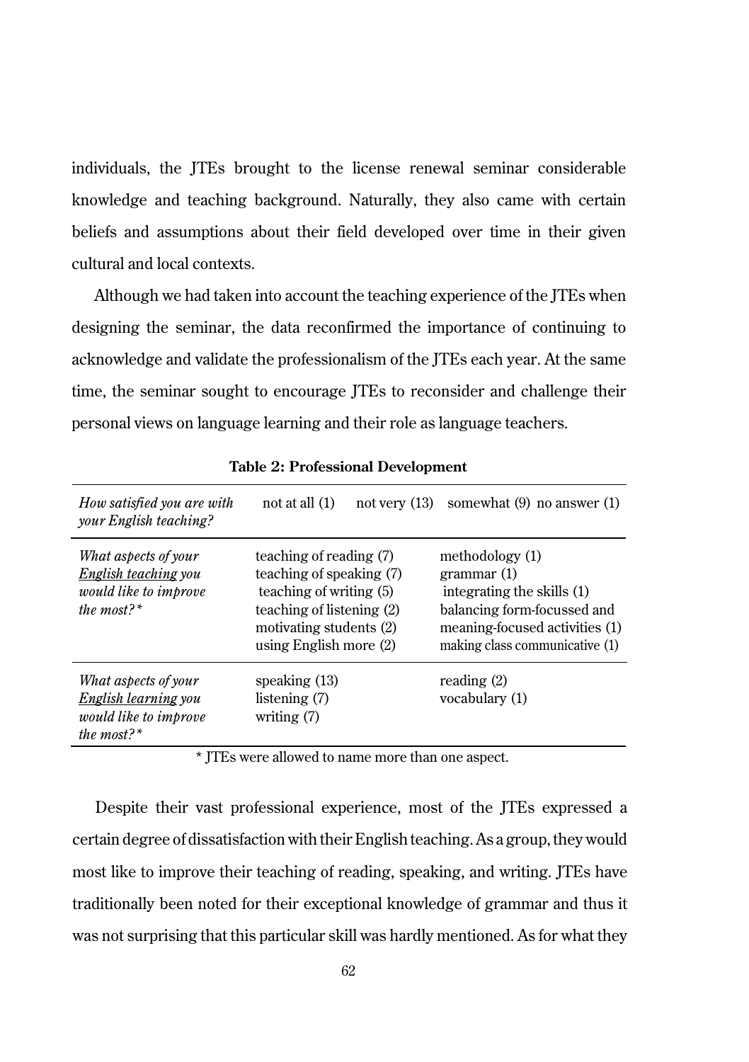individuals, the JTEs brought to the license renewal seminar considerable knowledge and teaching background. Naturally, they also came with certain beliefs and assumptions about their field developed over time in their given cultural and local contexts.

Although we had taken into account the teaching experience of the JTEs when designing the seminar, the data reconfirmed the importance of continuing to acknowledge and validate the professionalism of the JTEs each year. At the same time, the seminar sought to encourage JTEs to reconsider and challenge their personal views on language learning and their role as language teachers.

**Table 2: Professional Development**

| *How satisfied you are with your English teaching?* | not at all (1)　not very (13) | somewhat (9)　no answer (1) |
|---|---|---|
| *What aspects of your English teaching you would like to improve the most?\** | teaching of reading (7)<br>teaching of speaking (7)<br>teaching of writing (5)<br>teaching of listening (2)<br>motivating students (2)<br>using English more (2) | methodology (1)<br>grammar (1)<br>integrating the skills (1)<br>balancing form-focussed and meaning-focused activities (1)<br>making class communicative (1) |
| *What aspects of your English learning you would like to improve the most?\** | speaking (13)<br>listening (7)<br>writing (7) | reading (2)<br>vocabulary (1) |

\* JTEs were allowed to name more than one aspect.

Despite their vast professional experience, most of the JTEs expressed a certain degree of dissatisfaction with their English teaching. As a group, they would most like to improve their teaching of reading, speaking, and writing. JTEs have traditionally been noted for their exceptional knowledge of grammar and thus it was not surprising that this particular skill was hardly mentioned. As for what they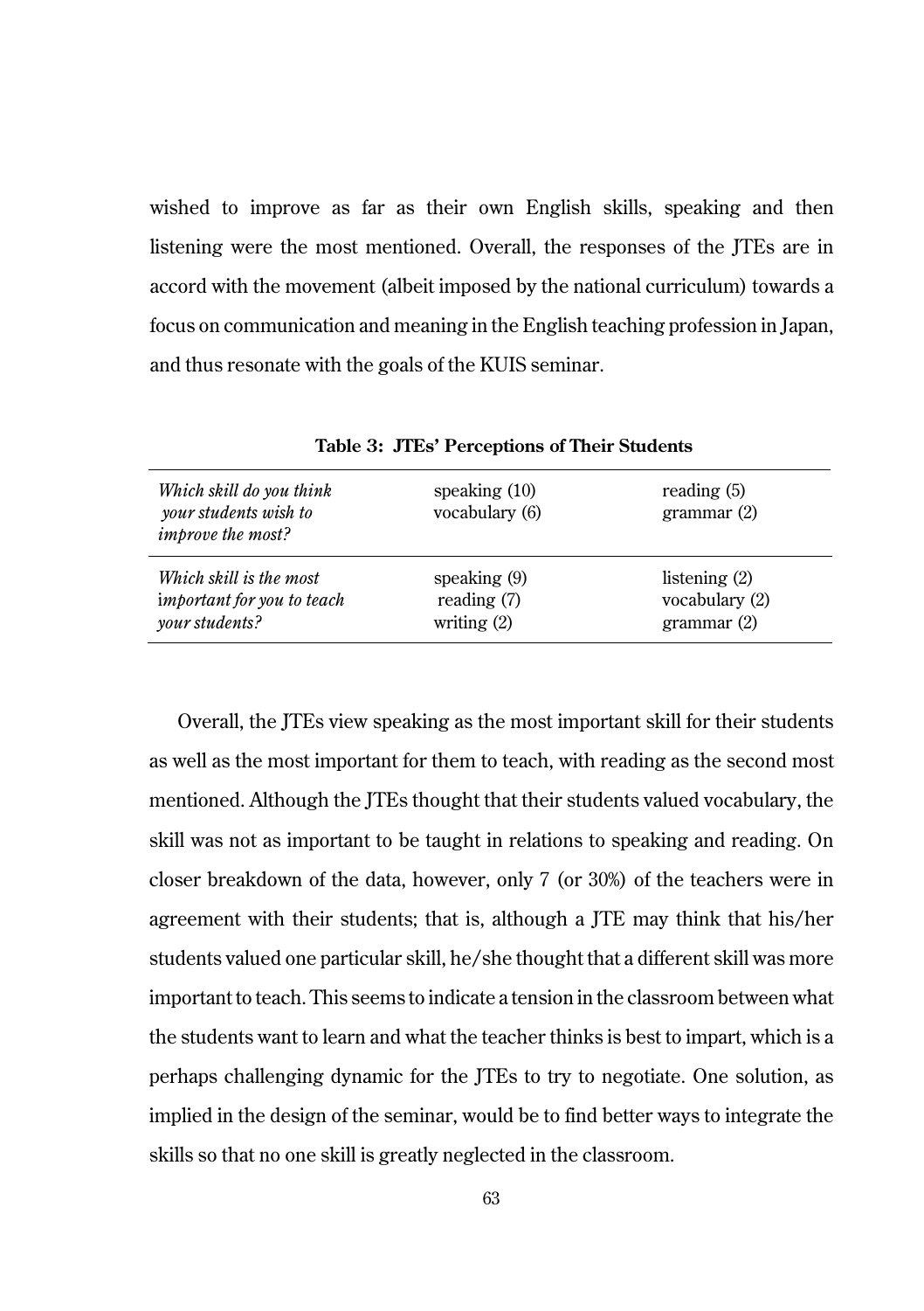wished to improve as far as their own English skills, speaking and then listening were the most mentioned. Overall, the responses of the JTEs are in accord with the movement (albeit imposed by the national curriculum) towards a focus on communication and meaning in the English teaching profession in Japan, and thus resonate with the goals of the KUIS seminar.

**Table 3: JTEs' Perceptions of Their Students**

| | | |
|---|---|---|
| *Which skill do you think your students wish to improve the most?* | speaking (10)<br>vocabulary (6) | reading (5)<br>grammar (2) |
| *Which skill is the most important for you to teach your students?* | speaking (9)<br>reading (7)<br>writing (2) | listening (2)<br>vocabulary (2)<br>grammar (2) |

Overall, the JTEs view speaking as the most important skill for their students as well as the most important for them to teach, with reading as the second most mentioned. Although the JTEs thought that their students valued vocabulary, the skill was not as important to be taught in relations to speaking and reading. On closer breakdown of the data, however, only 7 (or 30%) of the teachers were in agreement with their students; that is, although a JTE may think that his/her students valued one particular skill, he/she thought that a different skill was more important to teach. This seems to indicate a tension in the classroom between what the students want to learn and what the teacher thinks is best to impart, which is a perhaps challenging dynamic for the JTEs to try to negotiate. One solution, as implied in the design of the seminar, would be to find better ways to integrate the skills so that no one skill is greatly neglected in the classroom.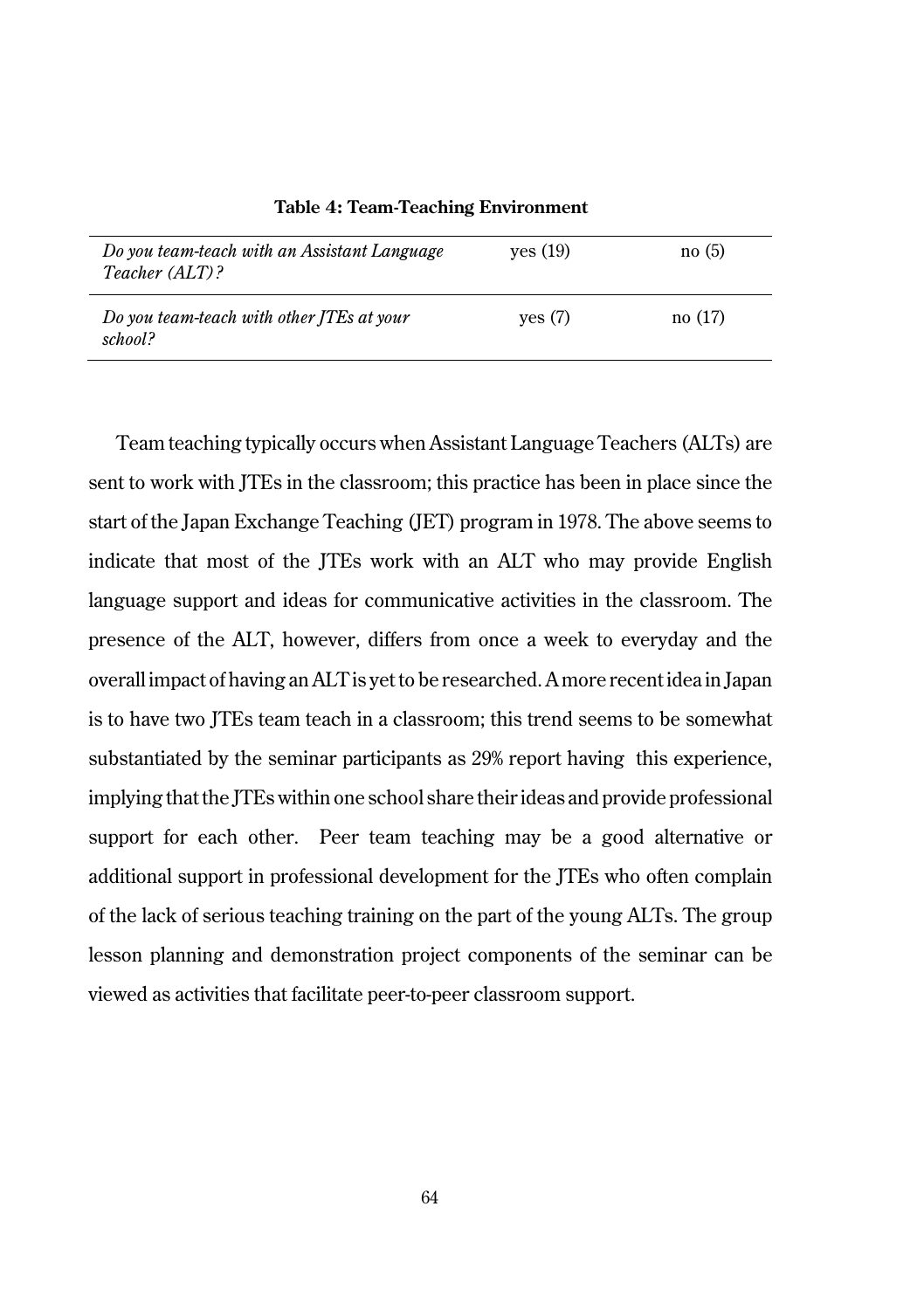**Table 4: Team-Teaching Environment**

| | | |
|---|---|---|
| *Do you team-teach with an Assistant Language Teacher (ALT)?* | yes (19) | no (5) |
| *Do you team-teach with other JTEs at your school?* | yes (7) | no (17) |

Team teaching typically occurs when Assistant Language Teachers (ALTs) are sent to work with JTEs in the classroom; this practice has been in place since the start of the Japan Exchange Teaching (JET) program in 1978. The above seems to indicate that most of the JTEs work with an ALT who may provide English language support and ideas for communicative activities in the classroom. The presence of the ALT, however, differs from once a week to everyday and the overall impact of having an ALT is yet to be researched. A more recent idea in Japan is to have two JTEs team teach in a classroom; this trend seems to be somewhat substantiated by the seminar participants as 29% report having this experience, implying that the JTEs within one school share their ideas and provide professional support for each other. Peer team teaching may be a good alternative or additional support in professional development for the JTEs who often complain of the lack of serious teaching training on the part of the young ALTs. The group lesson planning and demonstration project components of the seminar can be viewed as activities that facilitate peer-to-peer classroom support.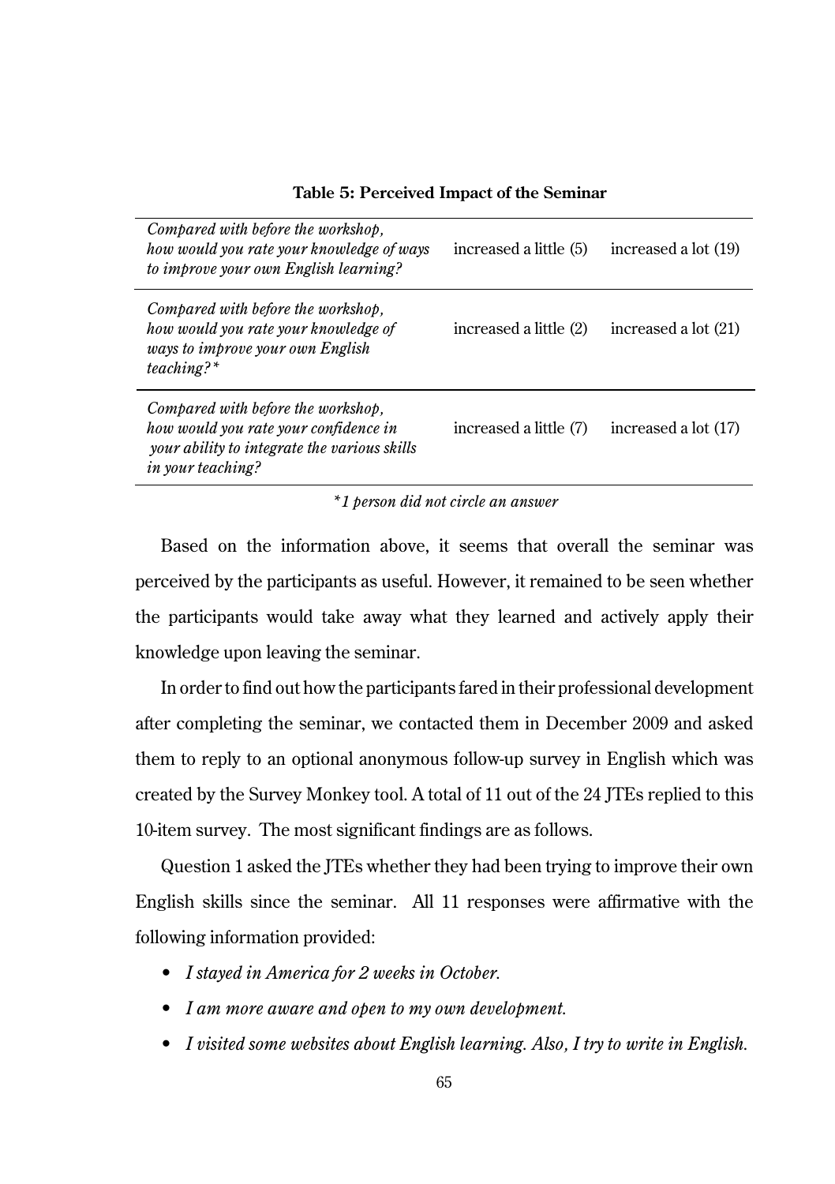**Table 5: Perceived Impact of the Seminar**

| | | |
|---|---|---|
| *Compared with before the workshop, how would you rate your knowledge of ways to improve your own English learning?* | increased a little (5) | increased a lot (19) |
| *Compared with before the workshop, how would you rate your knowledge of ways to improve your own English teaching?** | increased a little (2) | increased a lot (21) |
| *Compared with before the workshop, how would you rate your confidence in your ability to integrate the various skills in your teaching?* | increased a little (7) | increased a lot (17) |

*\*1 person did not circle an answer*

Based on the information above, it seems that overall the seminar was perceived by the participants as useful. However, it remained to be seen whether the participants would take away what they learned and actively apply their knowledge upon leaving the seminar.

In order to find out how the participants fared in their professional development after completing the seminar, we contacted them in December 2009 and asked them to reply to an optional anonymous follow-up survey in English which was created by the Survey Monkey tool. A total of 11 out of the 24 JTEs replied to this 10-item survey. The most significant findings are as follows.

Question 1 asked the JTEs whether they had been trying to improve their own English skills since the seminar. All 11 responses were affirmative with the following information provided:

- *I stayed in America for 2 weeks in October.*
- *I am more aware and open to my own development.*
- *I visited some websites about English learning. Also, I try to write in English.*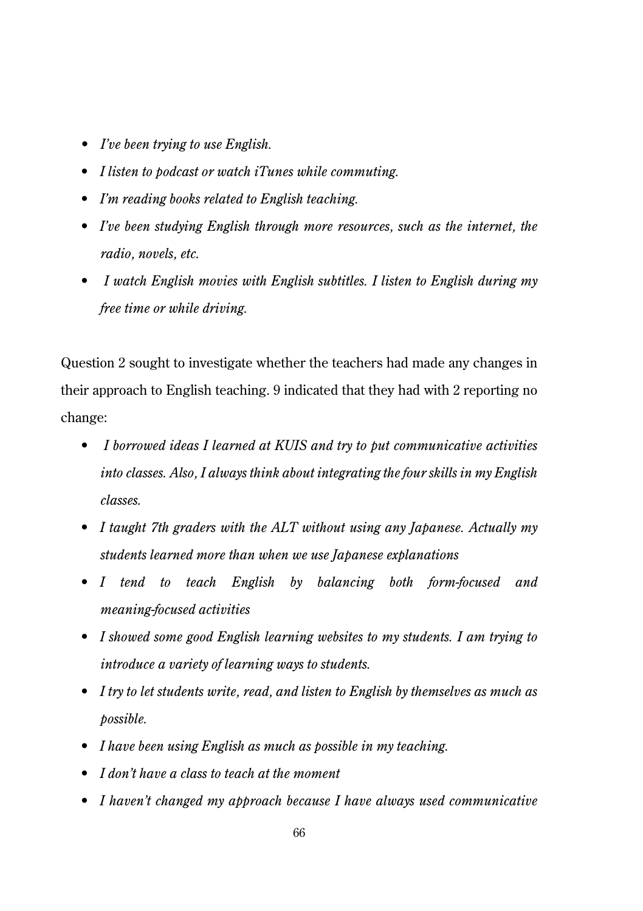- *I've been trying to use English.*
- *I listen to podcast or watch iTunes while commuting.*
- *I'm reading books related to English teaching.*
- *I've been studying English through more resources, such as the internet, the radio, novels, etc.*
- *I watch English movies with English subtitles. I listen to English during my free time or while driving.*

Question 2 sought to investigate whether the teachers had made any changes in their approach to English teaching. 9 indicated that they had with 2 reporting no change:

- *I borrowed ideas I learned at KUIS and try to put communicative activities into classes. Also, I always think about integrating the four skills in my English classes.*
- *I taught 7th graders with the ALT without using any Japanese. Actually my students learned more than when we use Japanese explanations*
- *I tend to teach English by balancing both form-focused and meaning-focused activities*
- *I showed some good English learning websites to my students. I am trying to introduce a variety of learning ways to students.*
- *I try to let students write, read, and listen to English by themselves as much as possible.*
- *I have been using English as much as possible in my teaching.*
- *I don't have a class to teach at the moment*
- *I haven't changed my approach because I have always used communicative*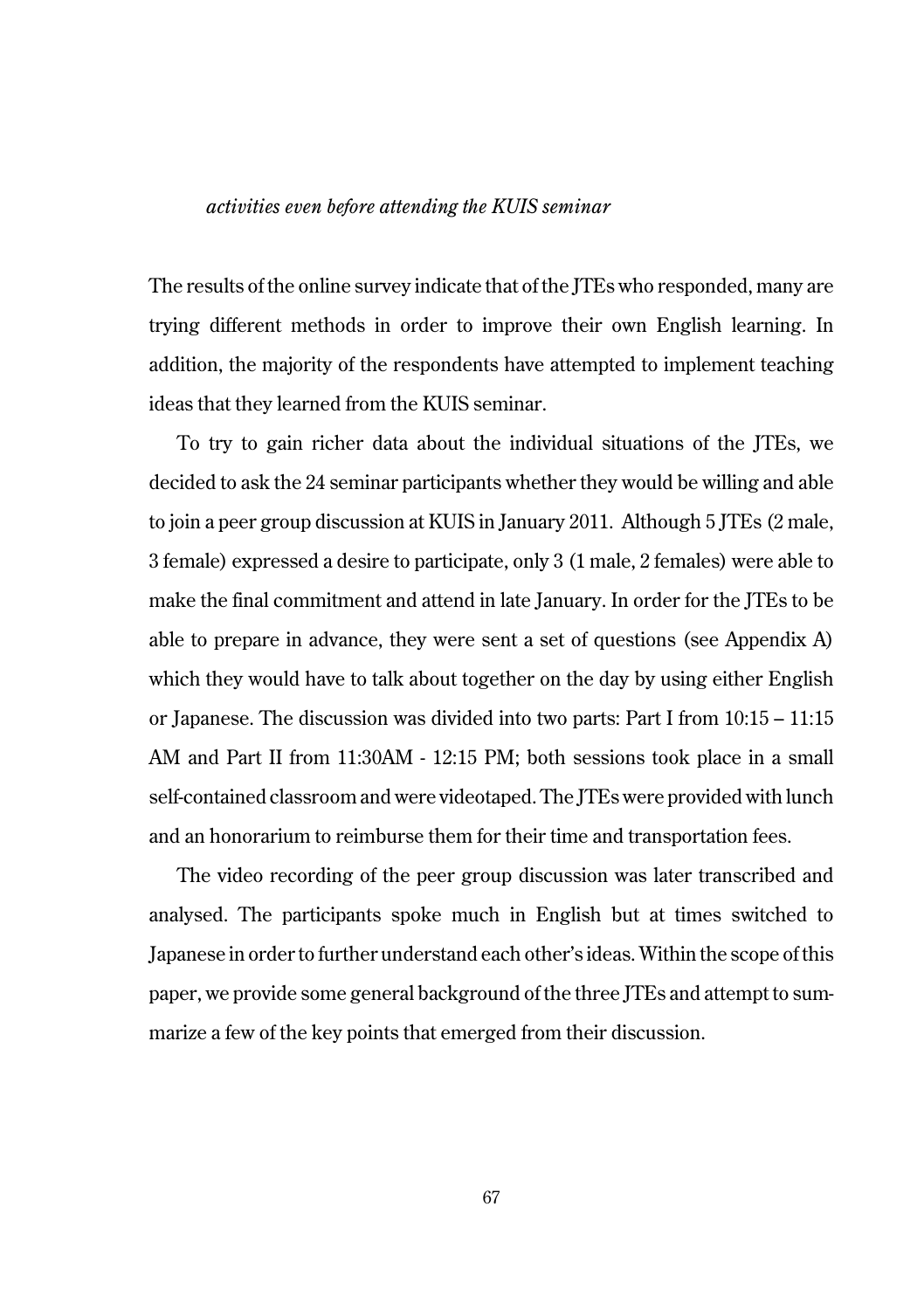*activities even before attending the KUIS seminar*

The results of the online survey indicate that of the JTEs who responded, many are trying different methods in order to improve their own English learning. In addition, the majority of the respondents have attempted to implement teaching ideas that they learned from the KUIS seminar.

To try to gain richer data about the individual situations of the JTEs, we decided to ask the 24 seminar participants whether they would be willing and able to join a peer group discussion at KUIS in January 2011. Although 5 JTEs (2 male, 3 female) expressed a desire to participate, only 3 (1 male, 2 females) were able to make the final commitment and attend in late January. In order for the JTEs to be able to prepare in advance, they were sent a set of questions (see Appendix A) which they would have to talk about together on the day by using either English or Japanese. The discussion was divided into two parts: Part I from 10:15 – 11:15 AM and Part II from 11:30AM - 12:15 PM; both sessions took place in a small self-contained classroom and were videotaped. The JTEs were provided with lunch and an honorarium to reimburse them for their time and transportation fees.

The video recording of the peer group discussion was later transcribed and analysed. The participants spoke much in English but at times switched to Japanese in order to further understand each other's ideas. Within the scope of this paper, we provide some general background of the three JTEs and attempt to summarize a few of the key points that emerged from their discussion.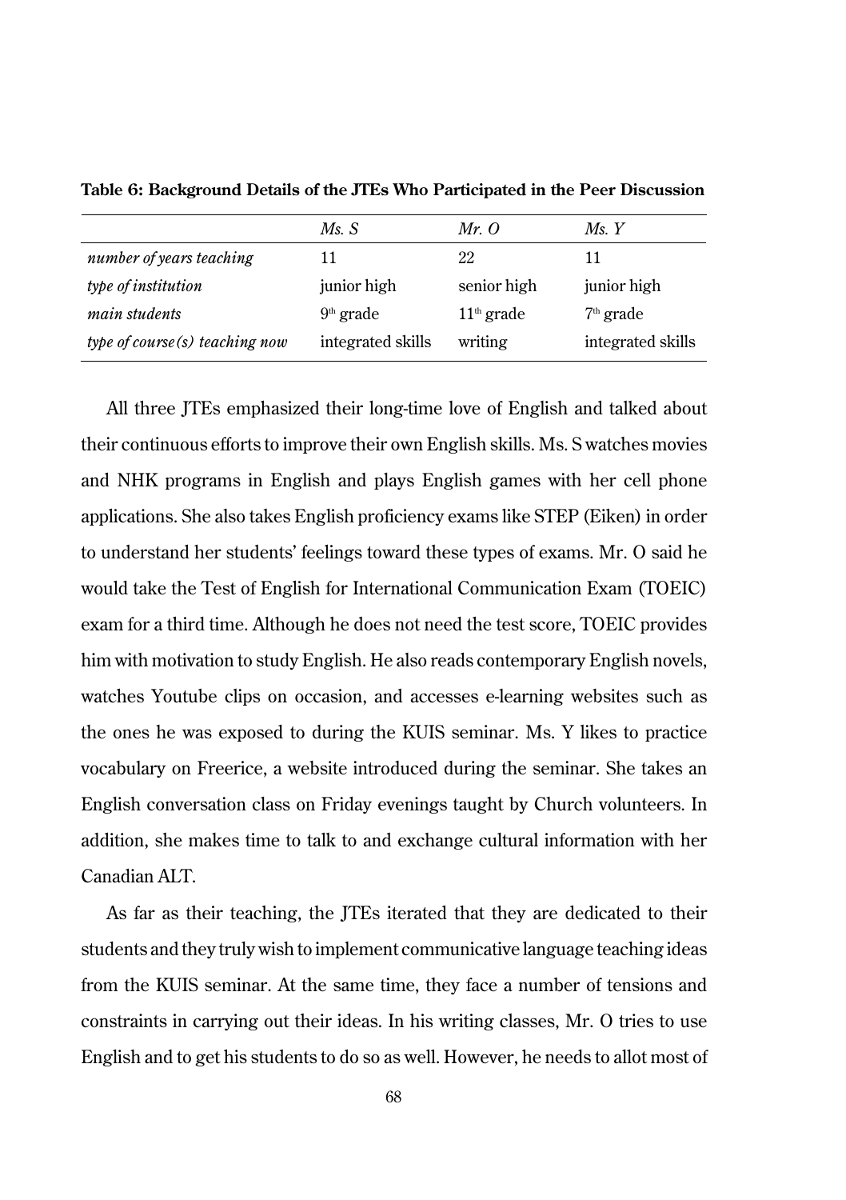**Table 6: Background Details of the JTEs Who Participated in the Peer Discussion**

| | *Ms. S* | *Mr. O* | *Ms. Y* |
|---|---|---|---|
| *number of years teaching* | 11 | 22 | 11 |
| *type of institution* | junior high | senior high | junior high |
| *main students* | 9th grade | 11th grade | 7th grade |
| *type of course(s) teaching now* | integrated skills | writing | integrated skills |

All three JTEs emphasized their long-time love of English and talked about their continuous efforts to improve their own English skills. Ms. S watches movies and NHK programs in English and plays English games with her cell phone applications. She also takes English proficiency exams like STEP (Eiken) in order to understand her students' feelings toward these types of exams. Mr. O said he would take the Test of English for International Communication Exam (TOEIC) exam for a third time. Although he does not need the test score, TOEIC provides him with motivation to study English. He also reads contemporary English novels, watches Youtube clips on occasion, and accesses e-learning websites such as the ones he was exposed to during the KUIS seminar. Ms. Y likes to practice vocabulary on Freerice, a website introduced during the seminar. She takes an English conversation class on Friday evenings taught by Church volunteers. In addition, she makes time to talk to and exchange cultural information with her Canadian ALT.

As far as their teaching, the JTEs iterated that they are dedicated to their students and they truly wish to implement communicative language teaching ideas from the KUIS seminar. At the same time, they face a number of tensions and constraints in carrying out their ideas. In his writing classes, Mr. O tries to use English and to get his students to do so as well. However, he needs to allot most of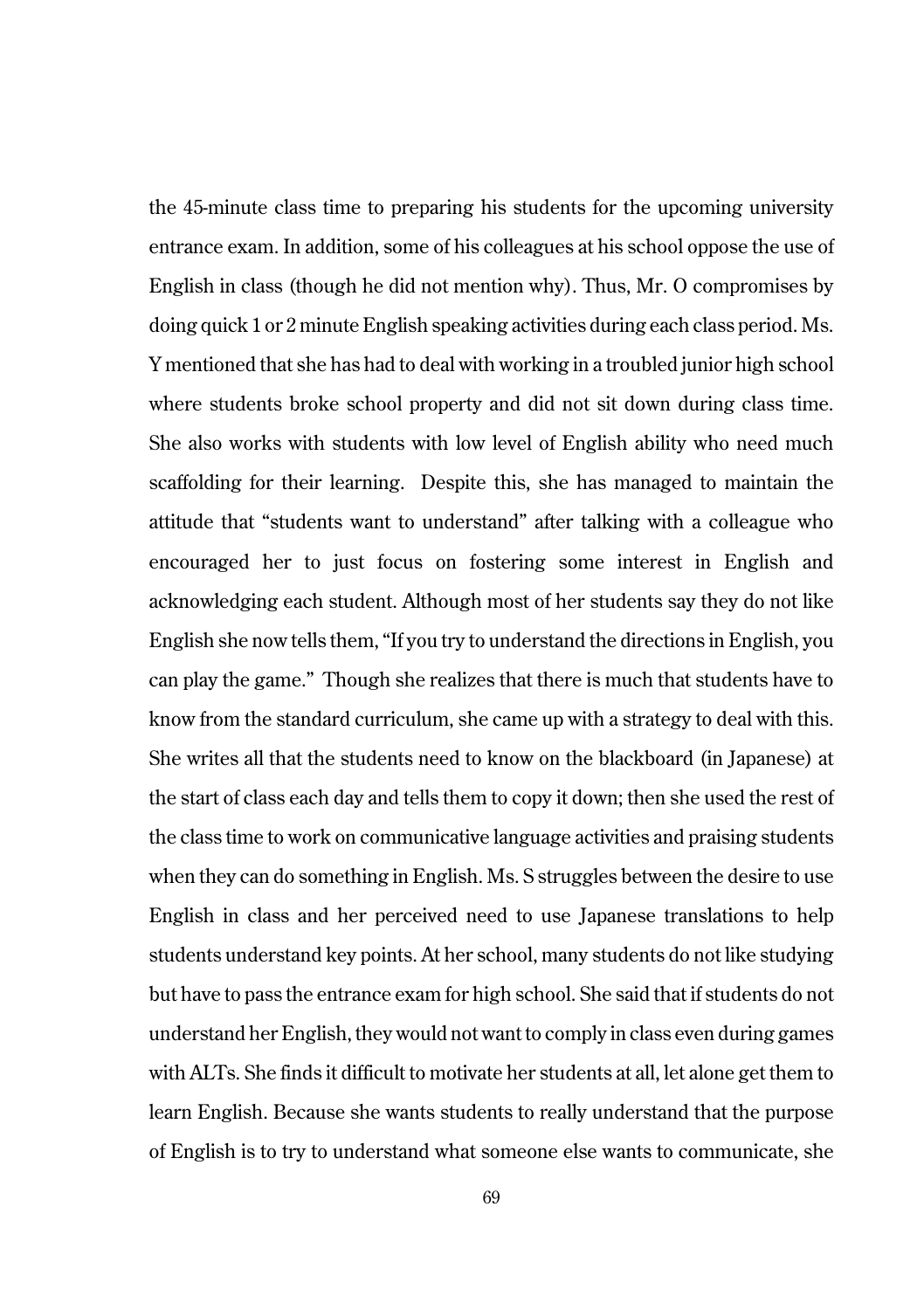the 45-minute class time to preparing his students for the upcoming university entrance exam. In addition, some of his colleagues at his school oppose the use of English in class (though he did not mention why). Thus, Mr. O compromises by doing quick 1 or 2 minute English speaking activities during each class period. Ms. Y mentioned that she has had to deal with working in a troubled junior high school where students broke school property and did not sit down during class time. She also works with students with low level of English ability who need much scaffolding for their learning. Despite this, she has managed to maintain the attitude that "students want to understand" after talking with a colleague who encouraged her to just focus on fostering some interest in English and acknowledging each student. Although most of her students say they do not like English she now tells them, "If you try to understand the directions in English, you can play the game." Though she realizes that there is much that students have to know from the standard curriculum, she came up with a strategy to deal with this. She writes all that the students need to know on the blackboard (in Japanese) at the start of class each day and tells them to copy it down; then she used the rest of the class time to work on communicative language activities and praising students when they can do something in English. Ms. S struggles between the desire to use English in class and her perceived need to use Japanese translations to help students understand key points. At her school, many students do not like studying but have to pass the entrance exam for high school. She said that if students do not understand her English, they would not want to comply in class even during games with ALTs. She finds it difficult to motivate her students at all, let alone get them to learn English. Because she wants students to really understand that the purpose of English is to try to understand what someone else wants to communicate, she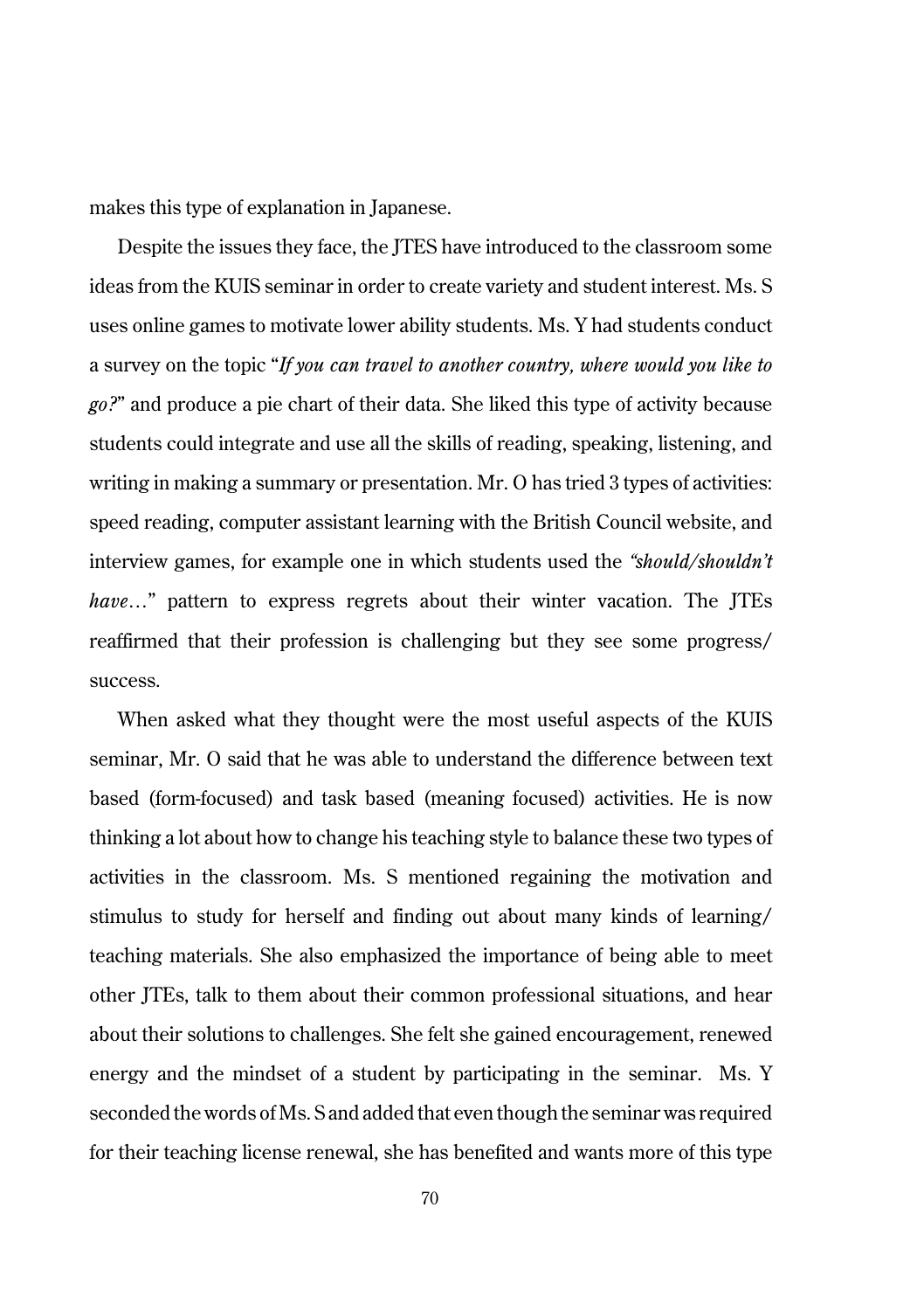makes this type of explanation in Japanese.

Despite the issues they face, the JTES have introduced to the classroom some ideas from the KUIS seminar in order to create variety and student interest. Ms. S uses online games to motivate lower ability students. Ms. Y had students conduct a survey on the topic "*If you can travel to another country, where would you like to go?*" and produce a pie chart of their data. She liked this type of activity because students could integrate and use all the skills of reading, speaking, listening, and writing in making a summary or presentation. Mr. O has tried 3 types of activities: speed reading, computer assistant learning with the British Council website, and interview games, for example one in which students used the *"should/shouldn't have…"* pattern to express regrets about their winter vacation. The JTEs reaffirmed that their profession is challenging but they see some progress/ success.

When asked what they thought were the most useful aspects of the KUIS seminar, Mr. O said that he was able to understand the difference between text based (form-focused) and task based (meaning focused) activities. He is now thinking a lot about how to change his teaching style to balance these two types of activities in the classroom. Ms. S mentioned regaining the motivation and stimulus to study for herself and finding out about many kinds of learning/ teaching materials. She also emphasized the importance of being able to meet other JTEs, talk to them about their common professional situations, and hear about their solutions to challenges. She felt she gained encouragement, renewed energy and the mindset of a student by participating in the seminar. Ms. Y seconded the words of Ms. S and added that even though the seminar was required for their teaching license renewal, she has benefited and wants more of this type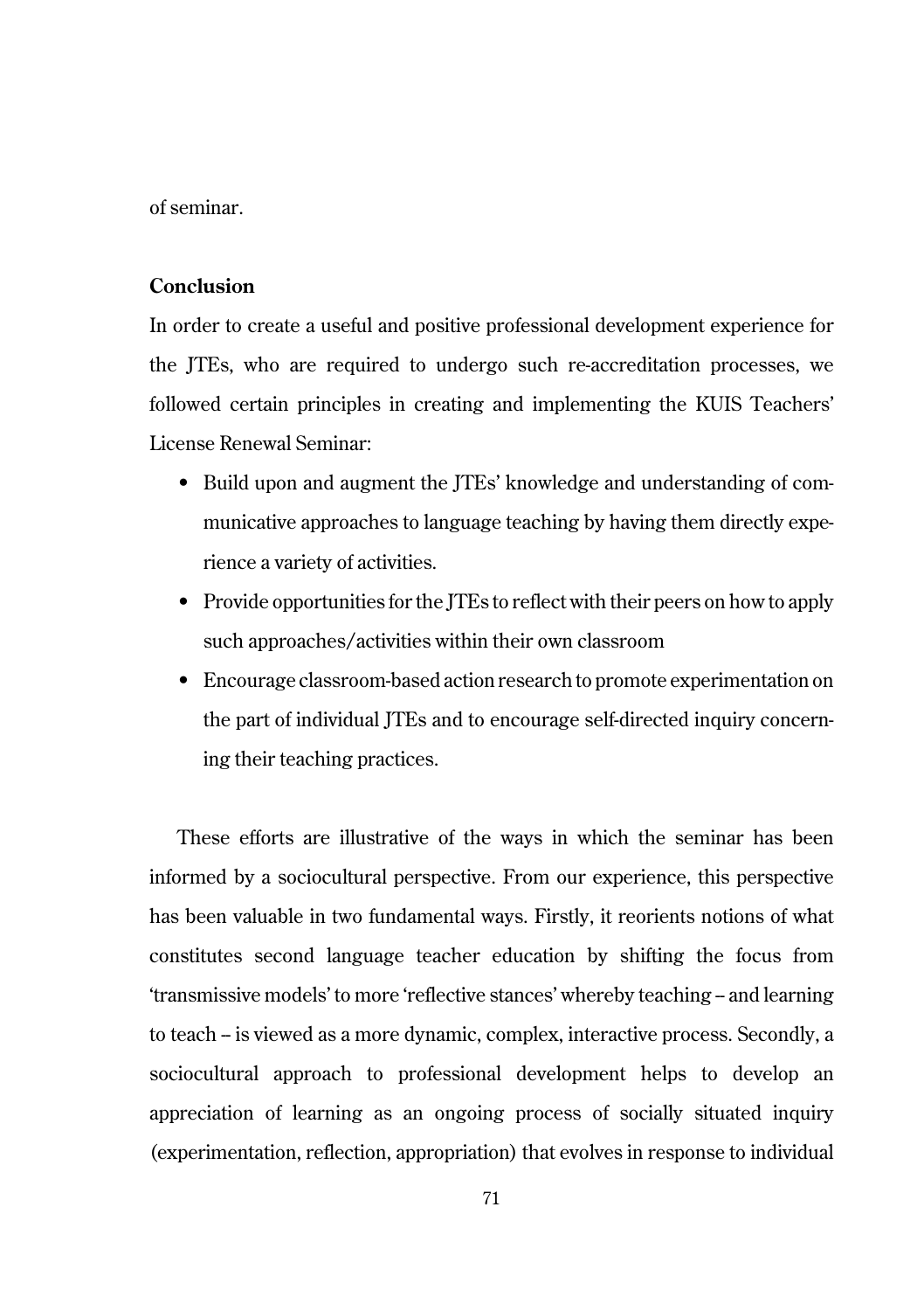of seminar.

**Conclusion**

In order to create a useful and positive professional development experience for the JTEs, who are required to undergo such re-accreditation processes, we followed certain principles in creating and implementing the KUIS Teachers' License Renewal Seminar:

- Build upon and augment the JTEs' knowledge and understanding of communicative approaches to language teaching by having them directly experience a variety of activities.
- Provide opportunities for the JTEs to reflect with their peers on how to apply such approaches/activities within their own classroom
- Encourage classroom-based action research to promote experimentation on the part of individual JTEs and to encourage self-directed inquiry concerning their teaching practices.

These efforts are illustrative of the ways in which the seminar has been informed by a sociocultural perspective. From our experience, this perspective has been valuable in two fundamental ways. Firstly, it reorients notions of what constitutes second language teacher education by shifting the focus from 'transmissive models' to more 'reflective stances' whereby teaching – and learning to teach – is viewed as a more dynamic, complex, interactive process. Secondly, a sociocultural approach to professional development helps to develop an appreciation of learning as an ongoing process of socially situated inquiry (experimentation, reflection, appropriation) that evolves in response to individual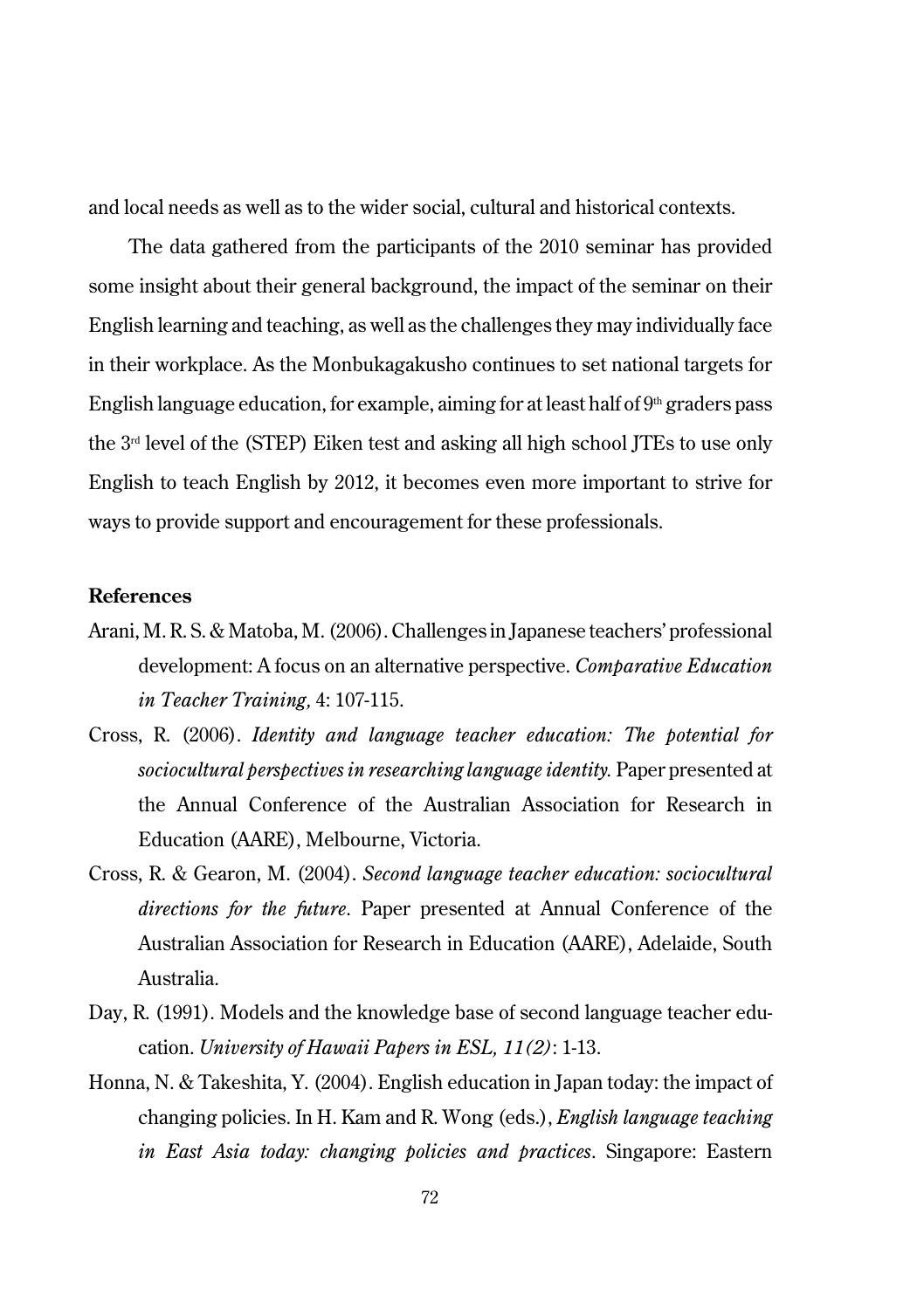and local needs as well as to the wider social, cultural and historical contexts.

The data gathered from the participants of the 2010 seminar has provided some insight about their general background, the impact of the seminar on their English learning and teaching, as well as the challenges they may individually face in their workplace. As the Monbukagakusho continues to set national targets for English language education, for example, aiming for at least half of 9th graders pass the 3rd level of the (STEP) Eiken test and asking all high school JTEs to use only English to teach English by 2012, it becomes even more important to strive for ways to provide support and encouragement for these professionals.

**References**

Arani, M. R. S. & Matoba, M. (2006). Challenges in Japanese teachers' professional development: A focus on an alternative perspective. *Comparative Education in Teacher Training,* 4: 107-115.

Cross, R. (2006). *Identity and language teacher education: The potential for sociocultural perspectives in researching language identity.* Paper presented at the Annual Conference of the Australian Association for Research in Education (AARE), Melbourne, Victoria.

Cross, R. & Gearon, M. (2004). *Second language teacher education: sociocultural directions for the future*. Paper presented at Annual Conference of the Australian Association for Research in Education (AARE), Adelaide, South Australia.

Day, R. (1991). Models and the knowledge base of second language teacher education. *University of Hawaii Papers in ESL, 11(2)*: 1-13.

Honna, N. & Takeshita, Y. (2004). English education in Japan today: the impact of changing policies. In H. Kam and R. Wong (eds.), *English language teaching in East Asia today: changing policies and practices*. Singapore: Eastern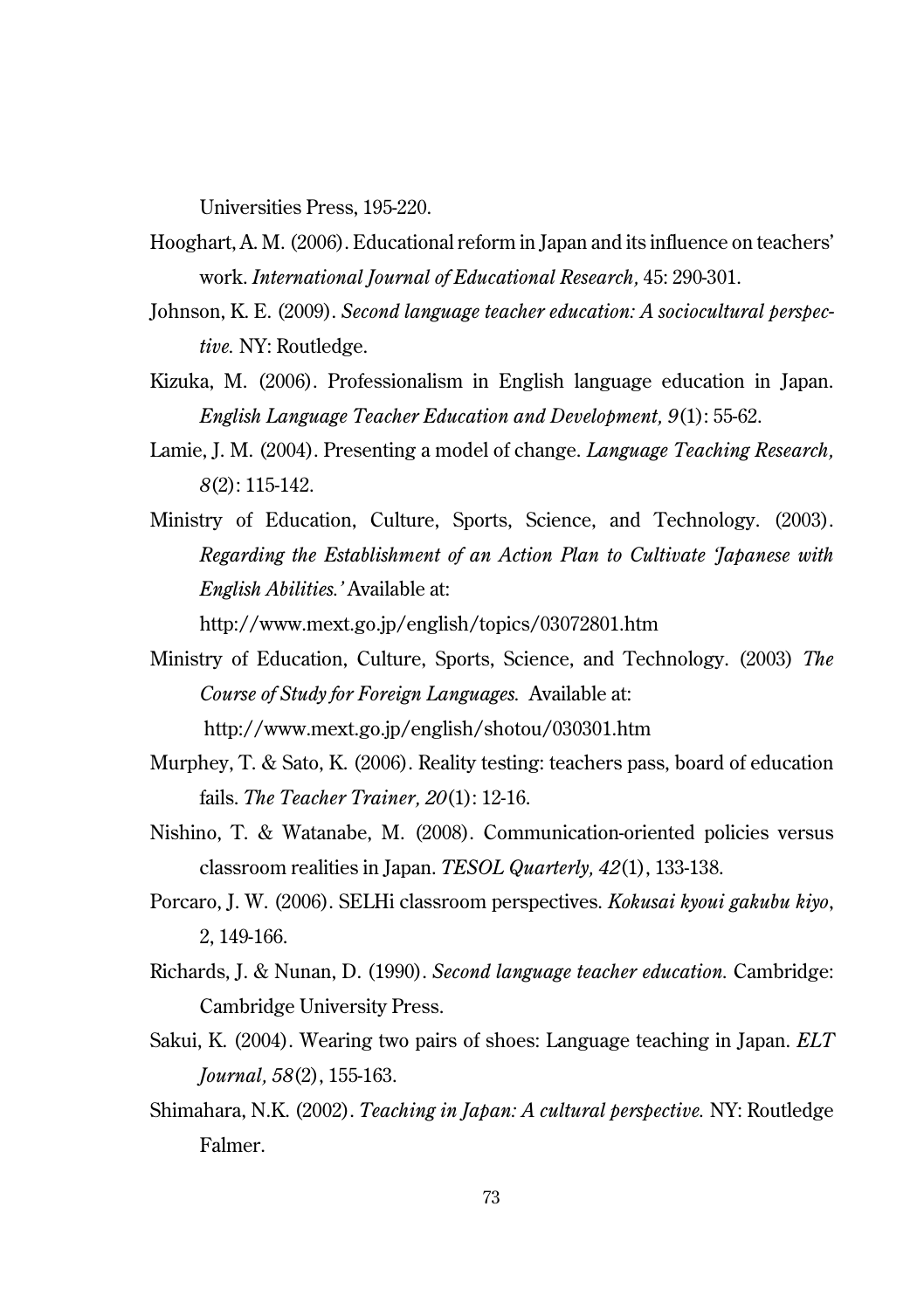Universities Press, 195-220.

Hooghart, A. M. (2006). Educational reform in Japan and its influence on teachers' work. *International Journal of Educational Research,* 45: 290-301.

Johnson, K. E. (2009). *Second language teacher education: A sociocultural perspective.* NY: Routledge.

Kizuka, M. (2006). Professionalism in English language education in Japan. *English Language Teacher Education and Development, 9*(1): 55-62.

Lamie, J. M. (2004). Presenting a model of change. *Language Teaching Research, 8*(2): 115-142.

Ministry of Education, Culture, Sports, Science, and Technology. (2003). *Regarding the Establishment of an Action Plan to Cultivate 'Japanese with English Abilities.'* Available at:

http://www.mext.go.jp/english/topics/03072801.htm

Ministry of Education, Culture, Sports, Science, and Technology. (2003) *The Course of Study for Foreign Languages.* Available at:

http://www.mext.go.jp/english/shotou/030301.htm

Murphey, T. & Sato, K. (2006). Reality testing: teachers pass, board of education fails. *The Teacher Trainer, 20*(1): 12-16.

Nishino, T. & Watanabe, M. (2008). Communication-oriented policies versus classroom realities in Japan. *TESOL Quarterly, 42*(1), 133-138.

Porcaro, J. W. (2006). SELHi classroom perspectives. *Kokusai kyoui gakubu kiyo*, 2, 149-166.

Richards, J. & Nunan, D. (1990). *Second language teacher education.* Cambridge: Cambridge University Press.

Sakui, K. (2004). Wearing two pairs of shoes: Language teaching in Japan. *ELT Journal, 58*(2), 155-163.

Shimahara, N.K. (2002). *Teaching in Japan: A cultural perspective.* NY: Routledge Falmer.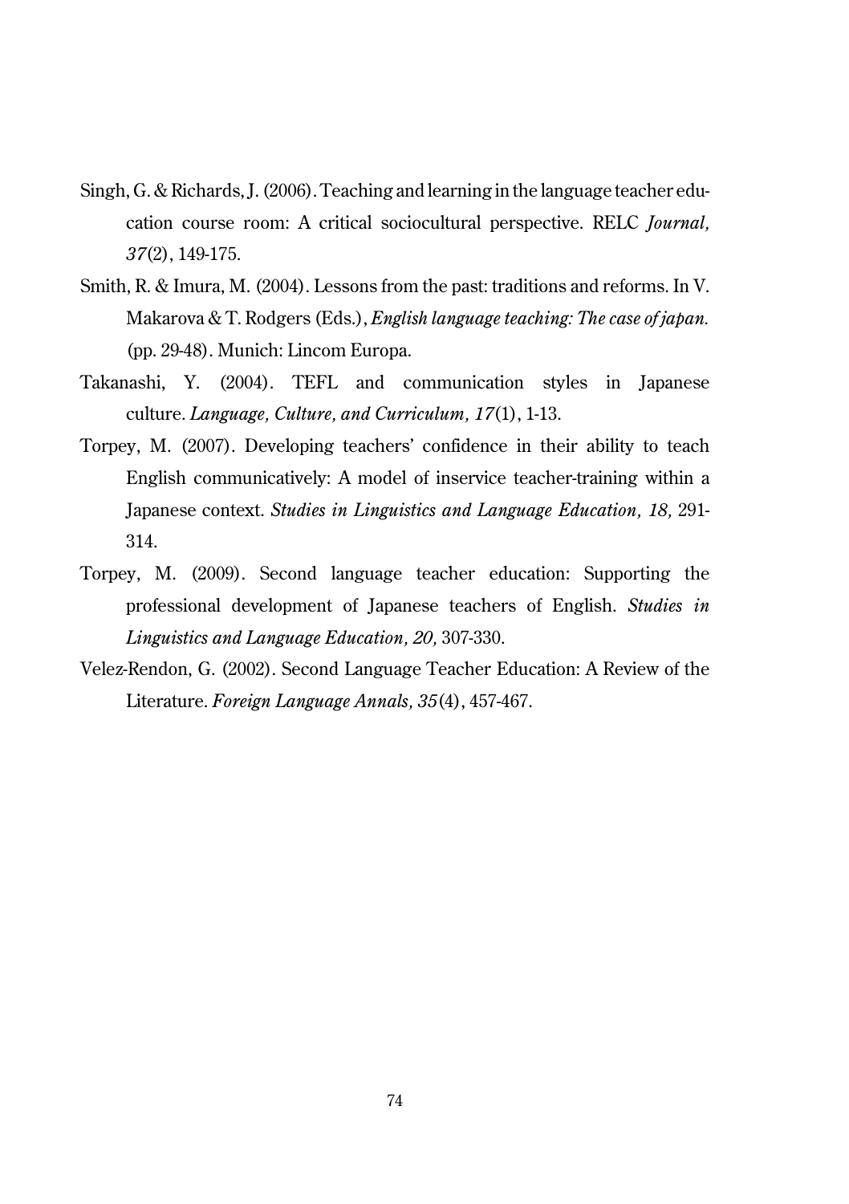Singh, G. & Richards, J. (2006). Teaching and learning in the language teacher education course room: A critical sociocultural perspective. RELC *Journal, 37*(2), 149-175.

Smith, R. & Imura, M. (2004). Lessons from the past: traditions and reforms. In V. Makarova & T. Rodgers (Eds.), *English language teaching: The case of japan.* (pp. 29-48). Munich: Lincom Europa.

Takanashi, Y. (2004). TEFL and communication styles in Japanese culture. *Language, Culture, and Curriculum, 17*(1), 1-13.

Torpey, M. (2007). Developing teachers' confidence in their ability to teach English communicatively: A model of inservice teacher-training within a Japanese context. *Studies in Linguistics and Language Education, 18,* 291-314.

Torpey, M. (2009). Second language teacher education: Supporting the professional development of Japanese teachers of English. *Studies in Linguistics and Language Education, 20,* 307-330.

Velez-Rendon, G. (2002). Second Language Teacher Education: A Review of the Literature. *Foreign Language Annals, 35*(4), 457-467.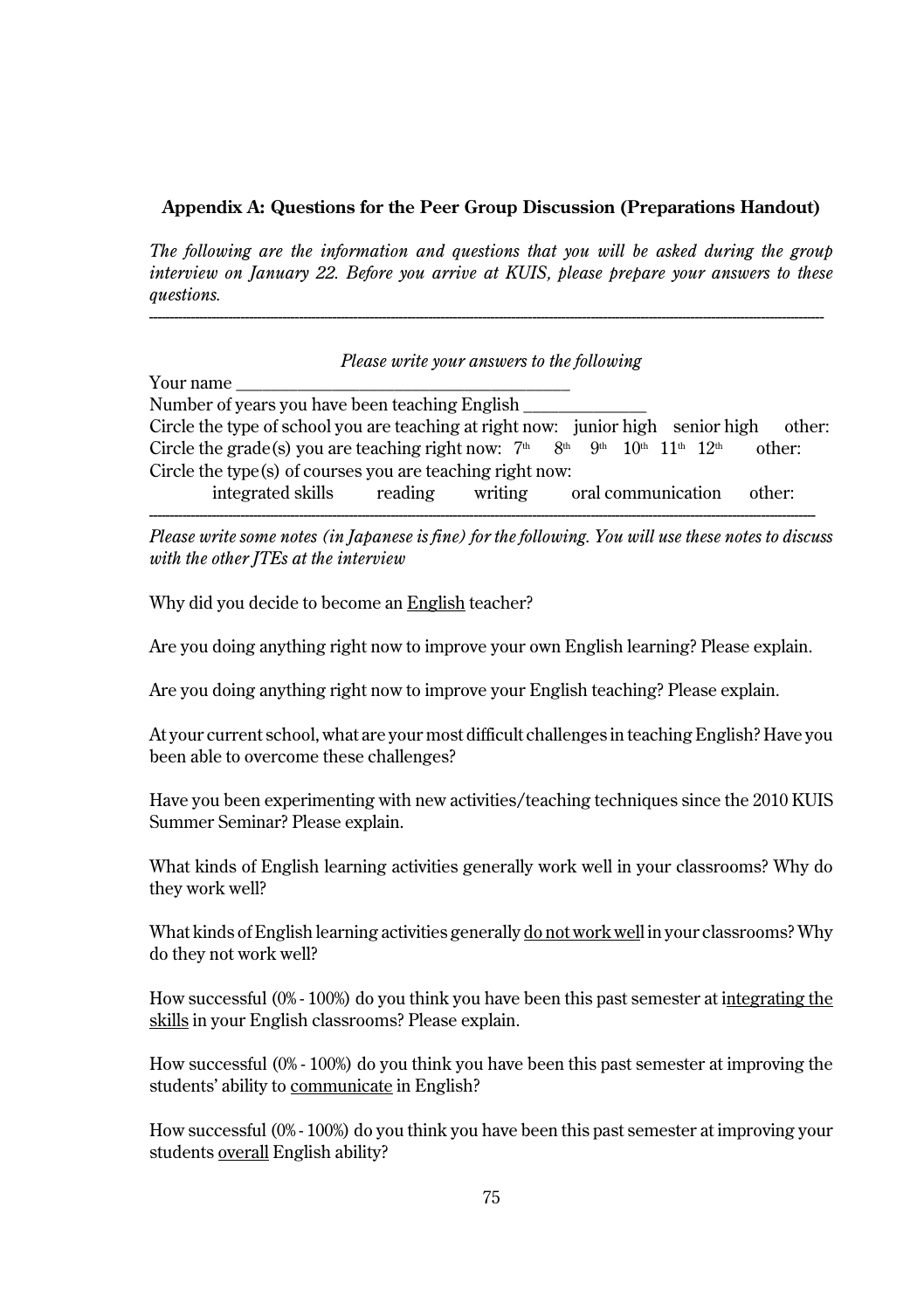**Appendix A: Questions for the Peer Group Discussion (Preparations Handout)**

*The following are the information and questions that you will be asked during the group interview on January 22. Before you arrive at KUIS, please prepare your answers to these questions.*

---

*Please write your answers to the following*

Your name ______________________________________

Number of years you have been teaching English ______________

Circle the type of school you are teaching at right now: junior high senior high other:

Circle the grade(s) you are teaching right now: 7th 8th 9th 10th 11th 12th other:

Circle the type(s) of courses you are teaching right now:

integrated skills reading writing oral communication other:

---

*Please write some notes (in Japanese is fine) for the following. You will use these notes to discuss with the other JTEs at the interview*

Why did you decide to become an English teacher?

Are you doing anything right now to improve your own English learning? Please explain.

Are you doing anything right now to improve your English teaching? Please explain.

At your current school, what are your most difficult challenges in teaching English? Have you been able to overcome these challenges?

Have you been experimenting with new activities/teaching techniques since the 2010 KUIS Summer Seminar? Please explain.

What kinds of English learning activities generally work well in your classrooms? Why do they work well?

What kinds of English learning activities generally do not work well in your classrooms? Why do they not work well?

How successful (0% - 100%) do you think you have been this past semester at integrating the skills in your English classrooms? Please explain.

How successful (0% - 100%) do you think you have been this past semester at improving the students' ability to communicate in English?

How successful (0% - 100%) do you think you have been this past semester at improving your students overall English ability?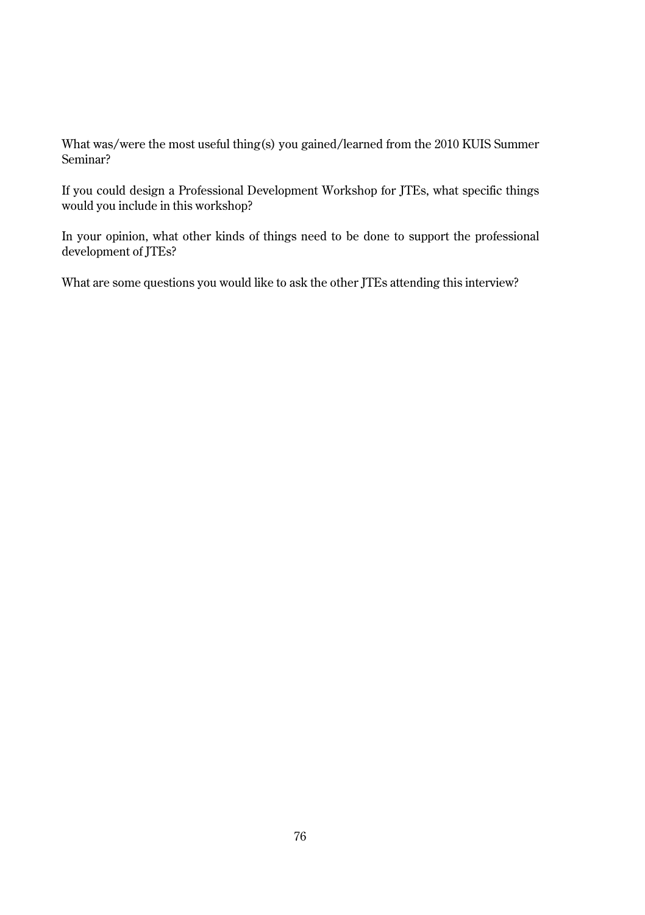What was/were the most useful thing(s) you gained/learned from the 2010 KUIS Summer Seminar?

If you could design a Professional Development Workshop for JTEs, what specific things would you include in this workshop?

In your opinion, what other kinds of things need to be done to support the professional development of JTEs?

What are some questions you would like to ask the other JTEs attending this interview?